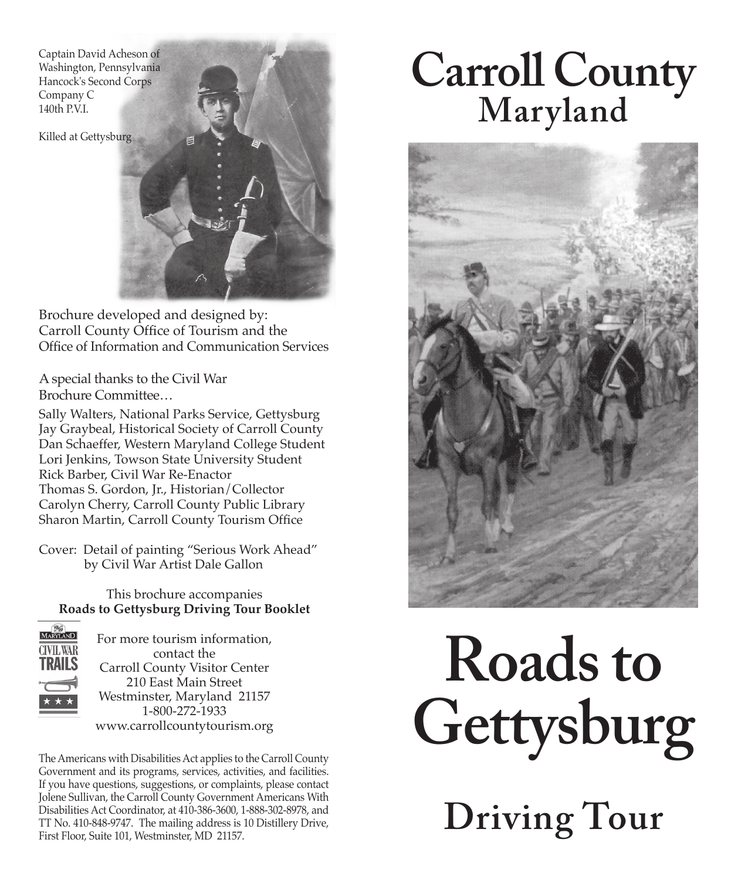Captain David Acheson of
Washington, Pennsylvania
Hancock's Second Corps
Company C
140th P.V.I.

Killed at Gettysburg

Brochure developed and designed by:
Carroll County Office of Tourism and the
Office of Information and Communication Services

A special thanks to the Civil War
Brochure Committee…

Sally Walters, National Parks Service, Gettysburg
Jay Graybeal, Historical Society of Carroll County
Dan Schaeffer, Western Maryland College Student
Lori Jenkins, Towson State University Student
Rick Barber, Civil War Re-Enactor
Thomas S. Gordon, Jr., Historian/Collector
Carolyn Cherry, Carroll County Public Library
Sharon Martin, Carroll County Tourism Office

Cover: Detail of painting "Serious Work Ahead"
by Civil War Artist Dale Gallon

This brochure accompanies
**Roads to Gettysburg Driving Tour Booklet**

MARYLAND CIVIL WAR TRAILS

For more tourism information,
contact the
Carroll County Visitor Center
210 East Main Street
Westminster, Maryland 21157
1-800-272-1933
www.carrollcountytourism.org

The Americans with Disabilities Act applies to the Carroll County Government and its programs, services, activities, and facilities. If you have questions, suggestions, or complaints, please contact Jolene Sullivan, the Carroll County Government Americans With Disabilities Act Coordinator, at 410-386-3600, 1-888-302-8978, and TT No. 410-848-9747. The mailing address is 10 Distillery Drive, First Floor, Suite 101, Westminster, MD 21157.

# Carroll County
## Maryland

# Roads to Gettysburg

## Driving Tour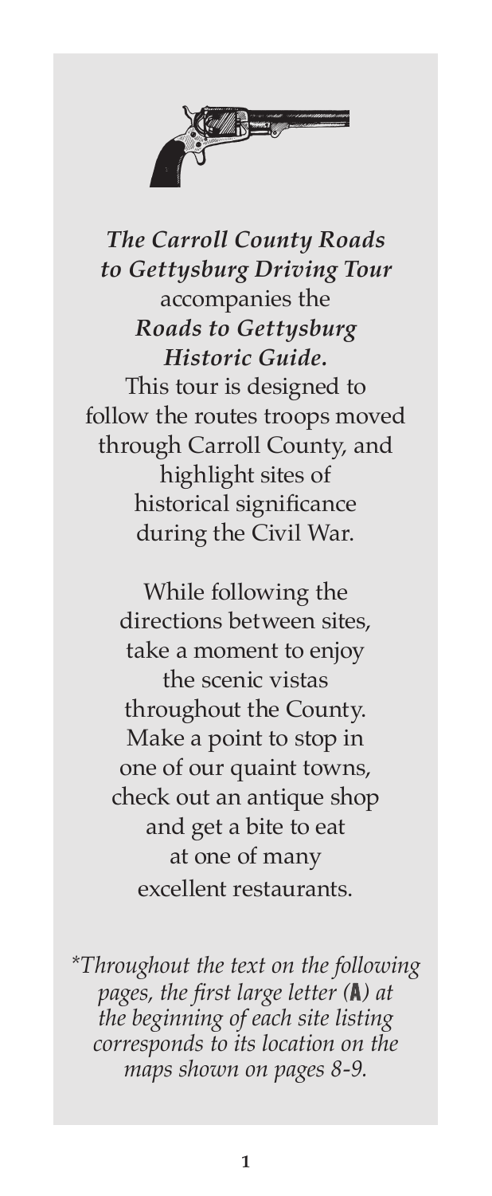***The Carroll County Roads to Gettysburg Driving Tour*** accompanies the ***Roads to Gettysburg Historic Guide.*** This tour is designed to follow the routes troops moved through Carroll County, and highlight sites of historical significance during the Civil War.

While following the directions between sites, take a moment to enjoy the scenic vistas throughout the County. Make a point to stop in one of our quaint towns, check out an antique shop and get a bite to eat at one of many excellent restaurants.

*\*Throughout the text on the following pages, the first large letter (**A**) at the beginning of each site listing corresponds to its location on the maps shown on pages 8-9.*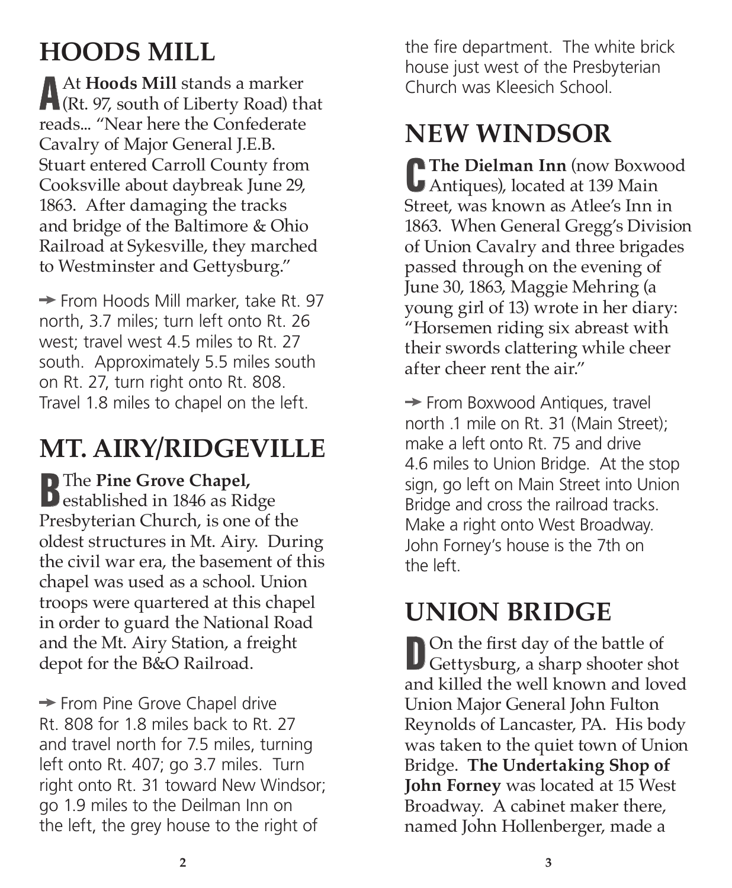## HOODS MILL

**A** At **Hoods Mill** stands a marker (Rt. 97, south of Liberty Road) that reads... "Near here the Confederate Cavalry of Major General J.E.B. Stuart entered Carroll County from Cooksville about daybreak June 29, 1863. After damaging the tracks and bridge of the Baltimore & Ohio Railroad at Sykesville, they marched to Westminster and Gettysburg."

➞ From Hoods Mill marker, take Rt. 97 north, 3.7 miles; turn left onto Rt. 26 west; travel west 4.5 miles to Rt. 27 south. Approximately 5.5 miles south on Rt. 27, turn right onto Rt. 808. Travel 1.8 miles to chapel on the left.

## MT. AIRY/RIDGEVILLE

**B** The **Pine Grove Chapel,** established in 1846 as Ridge Presbyterian Church, is one of the oldest structures in Mt. Airy. During the civil war era, the basement of this chapel was used as a school. Union troops were quartered at this chapel in order to guard the National Road and the Mt. Airy Station, a freight depot for the B&O Railroad.

➞ From Pine Grove Chapel drive Rt. 808 for 1.8 miles back to Rt. 27 and travel north for 7.5 miles, turning left onto Rt. 407; go 3.7 miles. Turn right onto Rt. 31 toward New Windsor; go 1.9 miles to the Deilman Inn on the left, the grey house to the right of the fire department. The white brick house just west of the Presbyterian Church was Kleesich School.

## NEW WINDSOR

**C** **The Dielman Inn** (now Boxwood Antiques), located at 139 Main Street, was known as Atlee's Inn in 1863. When General Gregg's Division of Union Cavalry and three brigades passed through on the evening of June 30, 1863, Maggie Mehring (a young girl of 13) wrote in her diary: "Horsemen riding six abreast with their swords clattering while cheer after cheer rent the air."

➞ From Boxwood Antiques, travel north .1 mile on Rt. 31 (Main Street); make a left onto Rt. 75 and drive 4.6 miles to Union Bridge. At the stop sign, go left on Main Street into Union Bridge and cross the railroad tracks. Make a right onto West Broadway. John Forney's house is the 7th on the left.

## UNION BRIDGE

**D** On the first day of the battle of Gettysburg, a sharp shooter shot and killed the well known and loved Union Major General John Fulton Reynolds of Lancaster, PA. His body was taken to the quiet town of Union Bridge. **The Undertaking Shop of John Forney** was located at 15 West Broadway. A cabinet maker there, named John Hollenberger, made a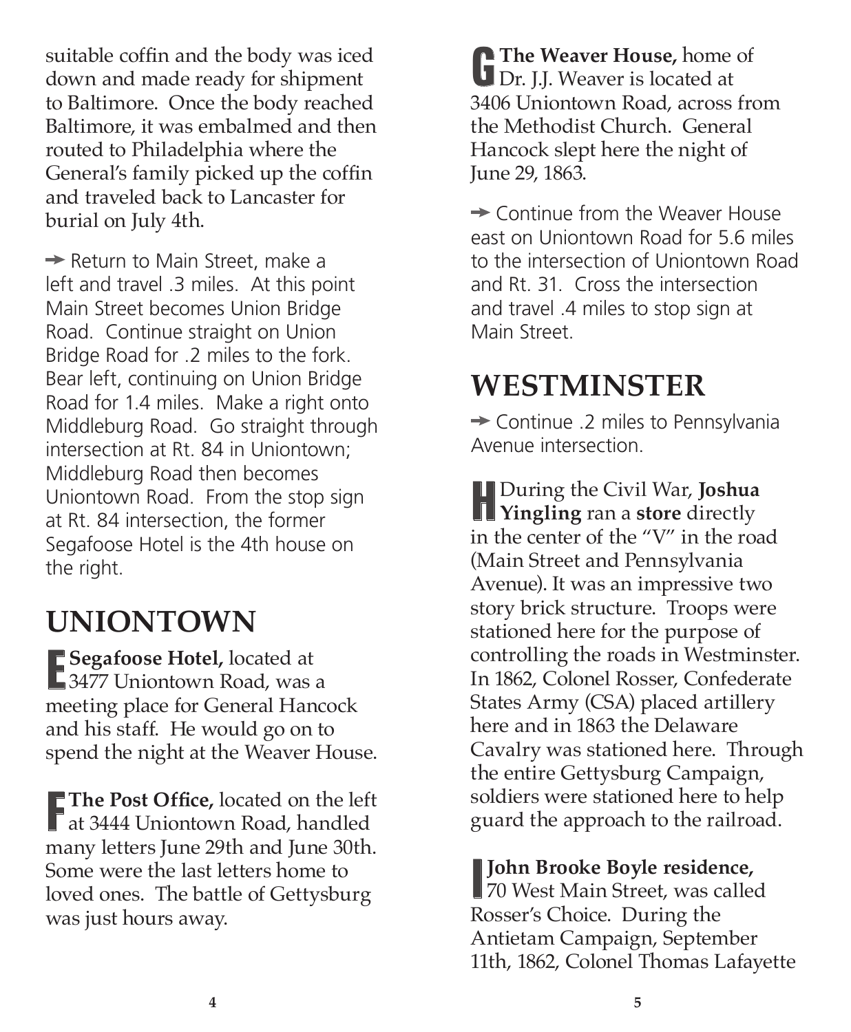suitable coffin and the body was iced down and made ready for shipment to Baltimore. Once the body reached Baltimore, it was embalmed and then routed to Philadelphia where the General's family picked up the coffin and traveled back to Lancaster for burial on July 4th.

➔ Return to Main Street, make a left and travel .3 miles. At this point Main Street becomes Union Bridge Road. Continue straight on Union Bridge Road for .2 miles to the fork. Bear left, continuing on Union Bridge Road for 1.4 miles. Make a right onto Middleburg Road. Go straight through intersection at Rt. 84 in Uniontown; Middleburg Road then becomes Uniontown Road. From the stop sign at Rt. 84 intersection, the former Segafoose Hotel is the 4th house on the right.

## UNIONTOWN

**E** **Segafoose Hotel,** located at 3477 Uniontown Road, was a meeting place for General Hancock and his staff. He would go on to spend the night at the Weaver House.

**F** **The Post Office,** located on the left at 3444 Uniontown Road, handled many letters June 29th and June 30th. Some were the last letters home to loved ones. The battle of Gettysburg was just hours away.

**G** **The Weaver House,** home of Dr. J.J. Weaver is located at 3406 Uniontown Road, across from the Methodist Church. General Hancock slept here the night of June 29, 1863.

➔ Continue from the Weaver House east on Uniontown Road for 5.6 miles to the intersection of Uniontown Road and Rt. 31. Cross the intersection and travel .4 miles to stop sign at Main Street.

## WESTMINSTER

➔ Continue .2 miles to Pennsylvania Avenue intersection.

**H** During the Civil War, **Joshua Yingling** ran a **store** directly in the center of the "V" in the road (Main Street and Pennsylvania Avenue). It was an impressive two story brick structure. Troops were stationed here for the purpose of controlling the roads in Westminster. In 1862, Colonel Rosser, Confederate States Army (CSA) placed artillery here and in 1863 the Delaware Cavalry was stationed here. Through the entire Gettysburg Campaign, soldiers were stationed here to help guard the approach to the railroad.

**I** **John Brooke Boyle residence,** 70 West Main Street, was called Rosser's Choice. During the Antietam Campaign, September 11th, 1862, Colonel Thomas Lafayette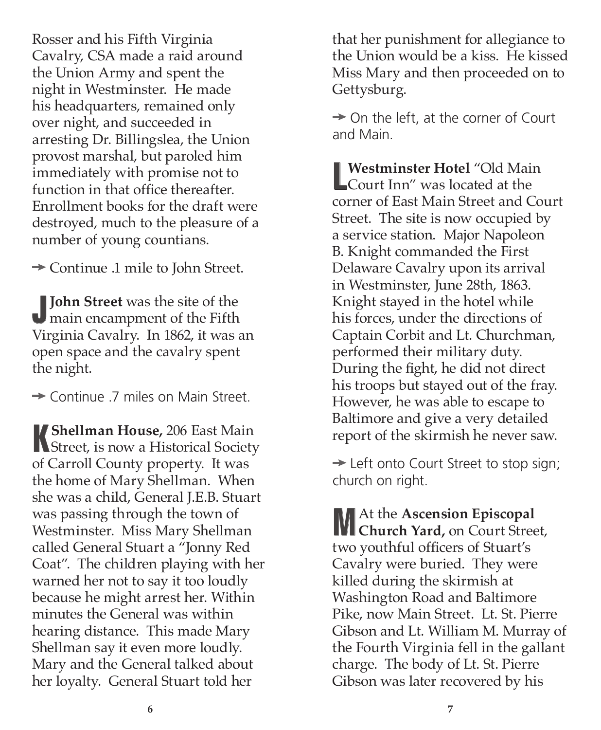Rosser and his Fifth Virginia Cavalry, CSA made a raid around the Union Army and spent the night in Westminster. He made his headquarters, remained only over night, and succeeded in arresting Dr. Billingslea, the Union provost marshal, but paroled him immediately with promise not to function in that office thereafter. Enrollment books for the draft were destroyed, much to the pleasure of a number of young countians.

➙ Continue .1 mile to John Street.

J **John Street** was the site of the main encampment of the Fifth Virginia Cavalry. In 1862, it was an open space and the cavalry spent the night.

➙ Continue .7 miles on Main Street.

K **Shellman House,** 206 East Main Street, is now a Historical Society of Carroll County property. It was the home of Mary Shellman. When she was a child, General J.E.B. Stuart was passing through the town of Westminster. Miss Mary Shellman called General Stuart a "Jonny Red Coat". The children playing with her warned her not to say it too loudly because he might arrest her. Within minutes the General was within hearing distance. This made Mary Shellman say it even more loudly. Mary and the General talked about her loyalty. General Stuart told her that her punishment for allegiance to the Union would be a kiss. He kissed Miss Mary and then proceeded on to Gettysburg.

➙ On the left, at the corner of Court and Main.

L **Westminster Hotel** "Old Main Court Inn" was located at the corner of East Main Street and Court Street. The site is now occupied by a service station. Major Napoleon B. Knight commanded the First Delaware Cavalry upon its arrival in Westminster, June 28th, 1863. Knight stayed in the hotel while his forces, under the directions of Captain Corbit and Lt. Churchman, performed their military duty. During the fight, he did not direct his troops but stayed out of the fray. However, he was able to escape to Baltimore and give a very detailed report of the skirmish he never saw.

➙ Left onto Court Street to stop sign; church on right.

M At the **Ascension Episcopal Church Yard,** on Court Street, two youthful officers of Stuart's Cavalry were buried. They were killed during the skirmish at Washington Road and Baltimore Pike, now Main Street. Lt. St. Pierre Gibson and Lt. William M. Murray of the Fourth Virginia fell in the gallant charge. The body of Lt. St. Pierre Gibson was later recovered by his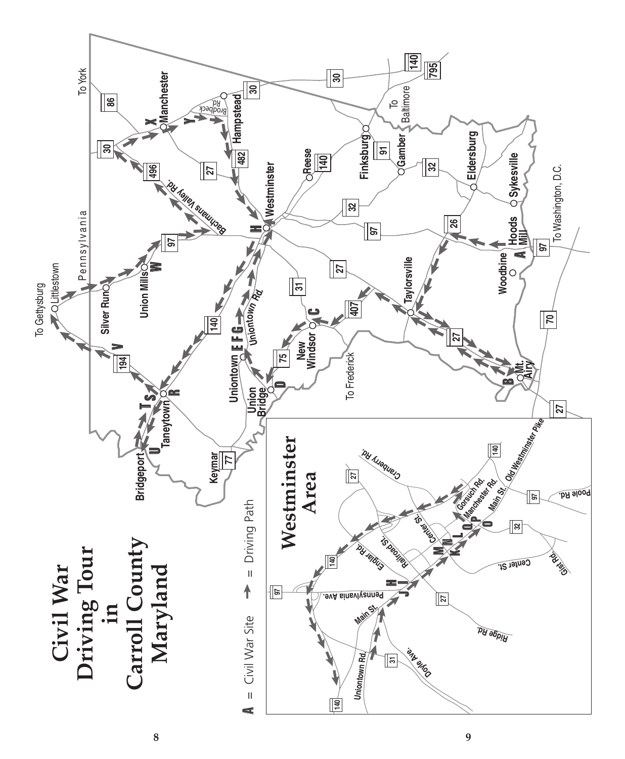# Civil War Driving Tour in Carroll County Maryland

**A** = Civil War Site

→ = Driving Path

## Westminster Area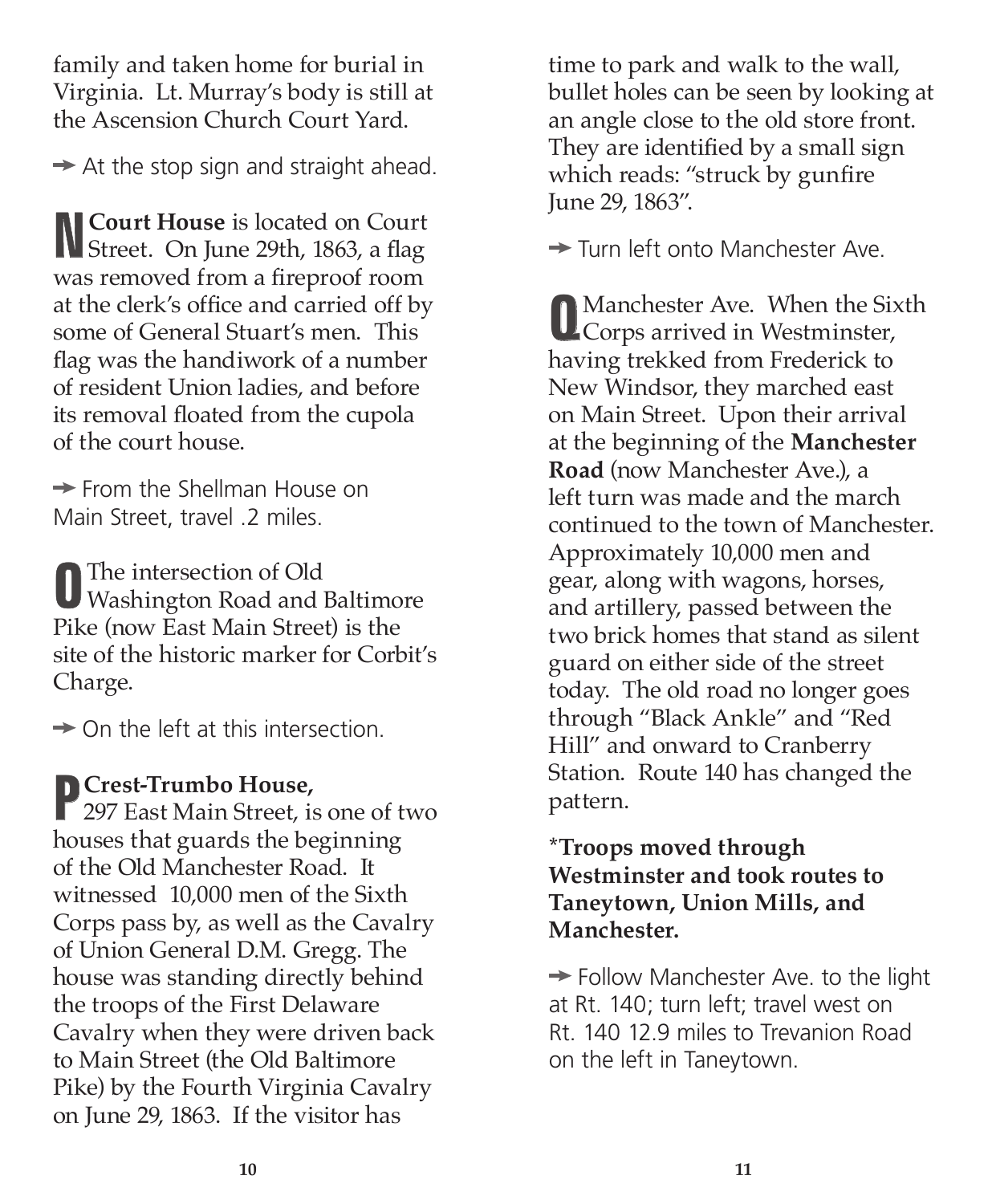family and taken home for burial in Virginia. Lt. Murray's body is still at the Ascension Church Court Yard.

➔ At the stop sign and straight ahead.

**N** **Court House** is located on Court Street. On June 29th, 1863, a flag was removed from a fireproof room at the clerk's office and carried off by some of General Stuart's men. This flag was the handiwork of a number of resident Union ladies, and before its removal floated from the cupola of the court house.

➔ From the Shellman House on Main Street, travel .2 miles.

**O** The intersection of Old Washington Road and Baltimore Pike (now East Main Street) is the site of the historic marker for Corbit's Charge.

➔ On the left at this intersection.

**P** **Crest-Trumbo House,** 297 East Main Street, is one of two houses that guards the beginning of the Old Manchester Road. It witnessed 10,000 men of the Sixth Corps pass by, as well as the Cavalry of Union General D.M. Gregg. The house was standing directly behind the troops of the First Delaware Cavalry when they were driven back to Main Street (the Old Baltimore Pike) by the Fourth Virginia Cavalry on June 29, 1863. If the visitor has time to park and walk to the wall, bullet holes can be seen by looking at an angle close to the old store front. They are identified by a small sign which reads: "struck by gunfire June 29, 1863".

➔ Turn left onto Manchester Ave.

**Q** Manchester Ave. When the Sixth Corps arrived in Westminster, having trekked from Frederick to New Windsor, they marched east on Main Street. Upon their arrival at the beginning of the **Manchester Road** (now Manchester Ave.), a left turn was made and the march continued to the town of Manchester. Approximately 10,000 men and gear, along with wagons, horses, and artillery, passed between the two brick homes that stand as silent guard on either side of the street today. The old road no longer goes through "Black Ankle" and "Red Hill" and onward to Cranberry Station. Route 140 has changed the pattern.

**\*Troops moved through Westminster and took routes to Taneytown, Union Mills, and Manchester.**

➔ Follow Manchester Ave. to the light at Rt. 140; turn left; travel west on Rt. 140 12.9 miles to Trevanion Road on the left in Taneytown.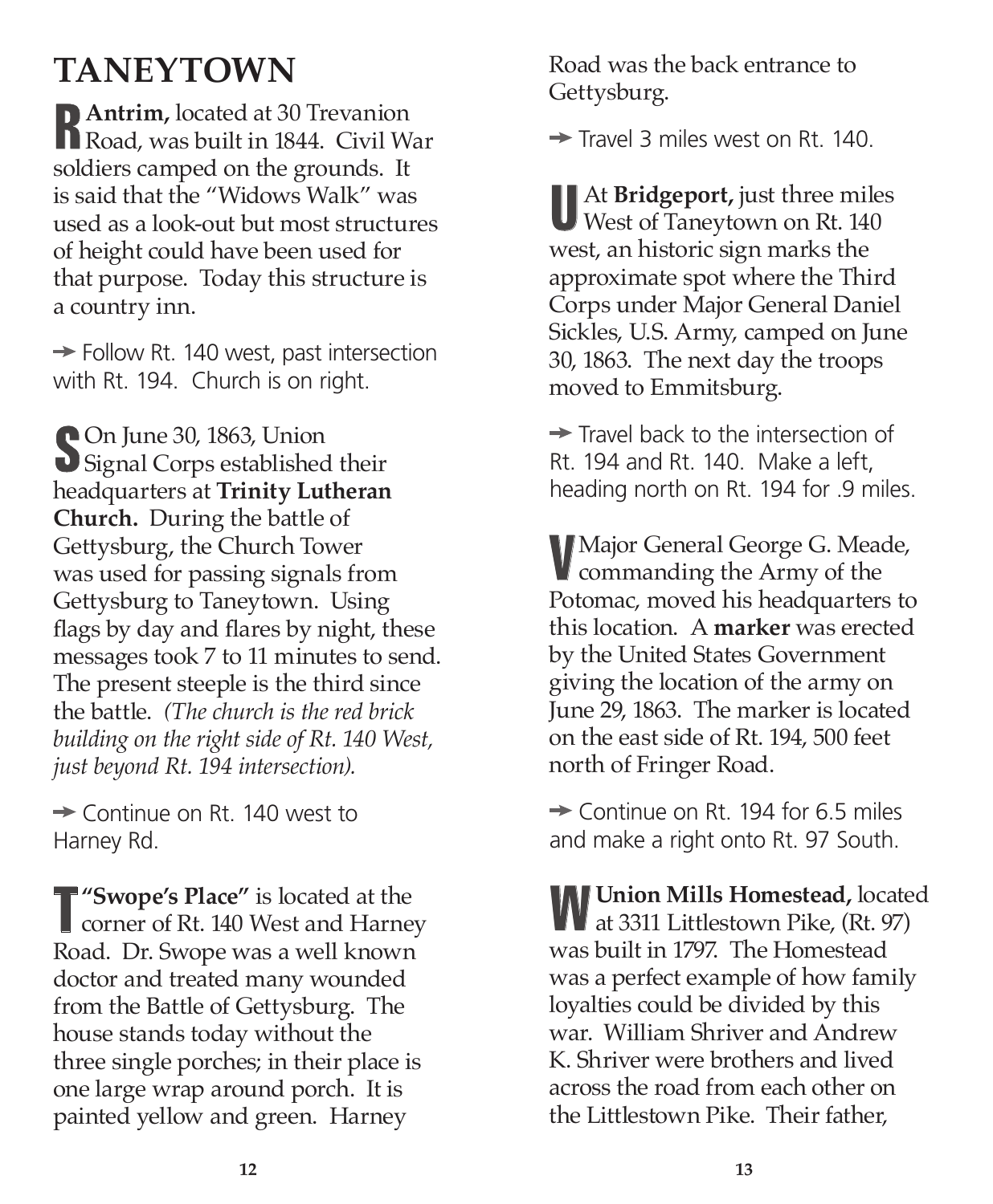# TANEYTOWN

**R** **Antrim,** located at 30 Trevanion Road, was built in 1844. Civil War soldiers camped on the grounds. It is said that the "Widows Walk" was used as a look-out but most structures of height could have been used for that purpose. Today this structure is a country inn.

➔ Follow Rt. 140 west, past intersection with Rt. 194. Church is on right.

**S** On June 30, 1863, Union Signal Corps established their headquarters at **Trinity Lutheran Church.** During the battle of Gettysburg, the Church Tower was used for passing signals from Gettysburg to Taneytown. Using flags by day and flares by night, these messages took 7 to 11 minutes to send. The present steeple is the third since the battle. *(The church is the red brick building on the right side of Rt. 140 West, just beyond Rt. 194 intersection).*

➔ Continue on Rt. 140 west to Harney Rd.

**T** **"Swope's Place"** is located at the corner of Rt. 140 West and Harney Road. Dr. Swope was a well known doctor and treated many wounded from the Battle of Gettysburg. The house stands today without the three single porches; in their place is one large wrap around porch. It is painted yellow and green. Harney Road was the back entrance to Gettysburg.

➔ Travel 3 miles west on Rt. 140.

**U** At **Bridgeport,** just three miles West of Taneytown on Rt. 140 west, an historic sign marks the approximate spot where the Third Corps under Major General Daniel Sickles, U.S. Army, camped on June 30, 1863. The next day the troops moved to Emmitsburg.

➔ Travel back to the intersection of Rt. 194 and Rt. 140. Make a left, heading north on Rt. 194 for .9 miles.

**V** Major General George G. Meade, commanding the Army of the Potomac, moved his headquarters to this location. A **marker** was erected by the United States Government giving the location of the army on June 29, 1863. The marker is located on the east side of Rt. 194, 500 feet north of Fringer Road.

➔ Continue on Rt. 194 for 6.5 miles and make a right onto Rt. 97 South.

**W** **Union Mills Homestead,** located at 3311 Littlestown Pike, (Rt. 97) was built in 1797. The Homestead was a perfect example of how family loyalties could be divided by this war. William Shriver and Andrew K. Shriver were brothers and lived across the road from each other on the Littlestown Pike. Their father,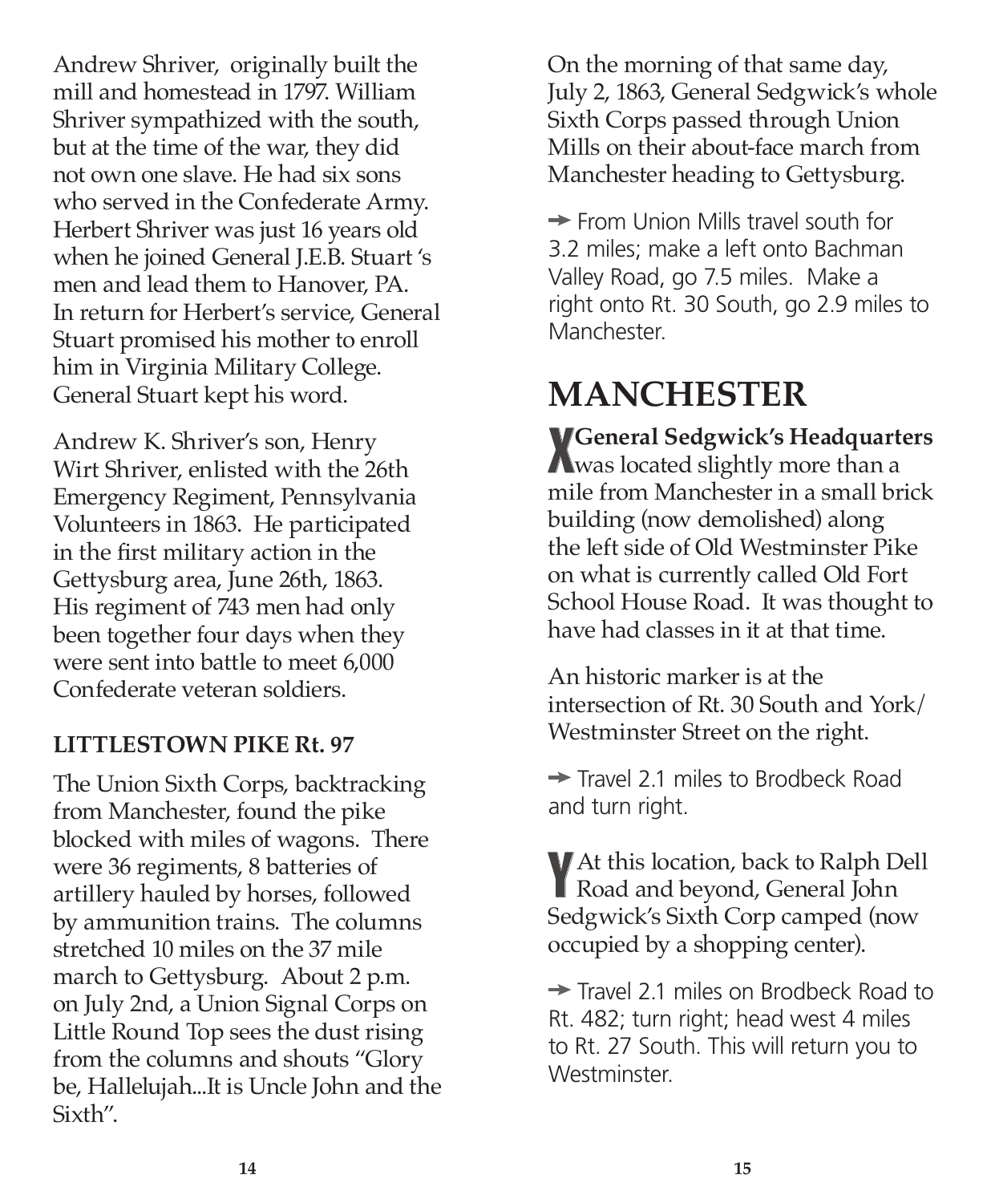Andrew Shriver, originally built the mill and homestead in 1797. William Shriver sympathized with the south, but at the time of the war, they did not own one slave. He had six sons who served in the Confederate Army. Herbert Shriver was just 16 years old when he joined General J.E.B. Stuart 's men and lead them to Hanover, PA. In return for Herbert's service, General Stuart promised his mother to enroll him in Virginia Military College. General Stuart kept his word.

Andrew K. Shriver's son, Henry Wirt Shriver, enlisted with the 26th Emergency Regiment, Pennsylvania Volunteers in 1863. He participated in the first military action in the Gettysburg area, June 26th, 1863. His regiment of 743 men had only been together four days when they were sent into battle to meet 6,000 Confederate veteran soldiers.

**LITTLESTOWN PIKE Rt. 97**

The Union Sixth Corps, backtracking from Manchester, found the pike blocked with miles of wagons. There were 36 regiments, 8 batteries of artillery hauled by horses, followed by ammunition trains. The columns stretched 10 miles on the 37 mile march to Gettysburg. About 2 p.m. on July 2nd, a Union Signal Corps on Little Round Top sees the dust rising from the columns and shouts "Glory be, Hallelujah...It is Uncle John and the Sixth".

On the morning of that same day, July 2, 1863, General Sedgwick's whole Sixth Corps passed through Union Mills on their about-face march from Manchester heading to Gettysburg.

➙ From Union Mills travel south for 3.2 miles; make a left onto Bachman Valley Road, go 7.5 miles. Make a right onto Rt. 30 South, go 2.9 miles to Manchester.

# MANCHESTER

**X General Sedgwick's Headquarters** was located slightly more than a mile from Manchester in a small brick building (now demolished) along the left side of Old Westminster Pike on what is currently called Old Fort School House Road. It was thought to have had classes in it at that time.

An historic marker is at the intersection of Rt. 30 South and York/ Westminster Street on the right.

➙ Travel 2.1 miles to Brodbeck Road and turn right.

**Y** At this location, back to Ralph Dell Road and beyond, General John Sedgwick's Sixth Corp camped (now occupied by a shopping center).

➙ Travel 2.1 miles on Brodbeck Road to Rt. 482; turn right; head west 4 miles to Rt. 27 South. This will return you to Westminster.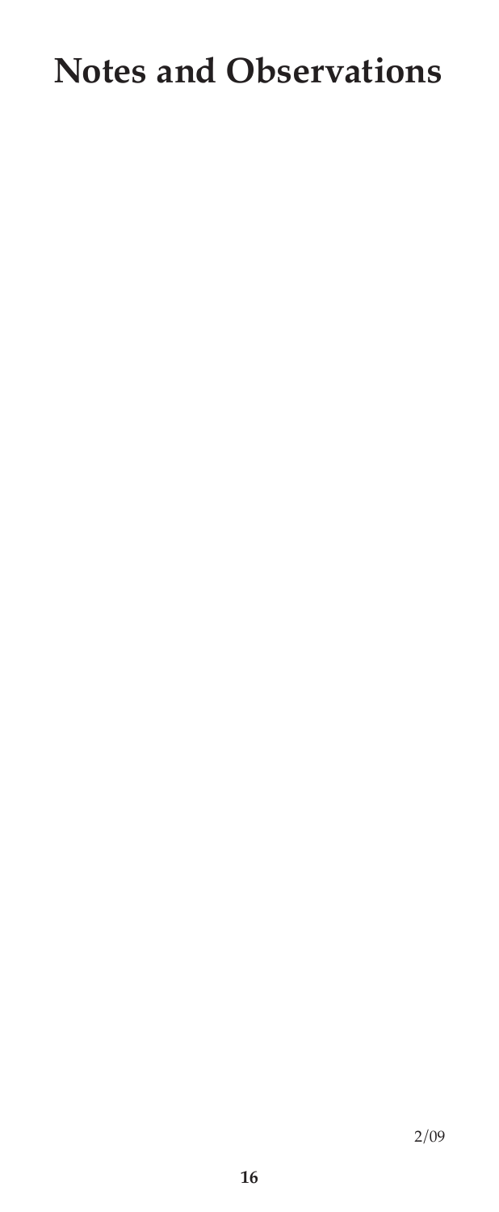# Notes and Observations

2/09